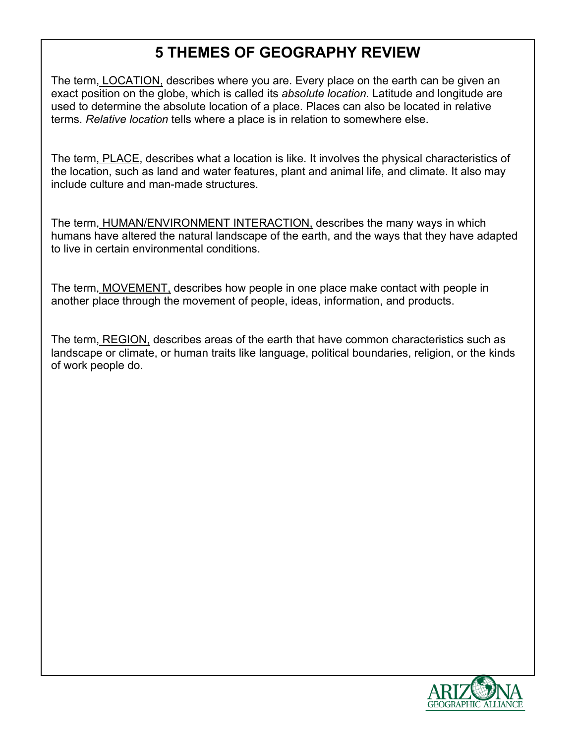# 5 THEMES OF GEOGRAPHY REVIEW

The term, LOCATION, describes where you are. Every place on the earth can be given an exact position on the globe, which is called its *absolute location.* Latitude and longitude are used to determine the absolute location of a place. Places can also be located in relative terms. *Relative location* tells where a place is in relation to somewhere else.

The term, PLACE, describes what a location is like. It involves the physical characteristics of the location, such as land and water features, plant and animal life, and climate. It also may include culture and man-made structures.

The term, HUMAN/ENVIRONMENT INTERACTION, describes the many ways in which humans have altered the natural landscape of the earth, and the ways that they have adapted to live in certain environmental conditions.

The term, MOVEMENT, describes how people in one place make contact with people in another place through the movement of people, ideas, information, and products.

The term, REGION, describes areas of the earth that have common characteristics such as landscape or climate, or human traits like language, political boundaries, religion, or the kinds of work people do.

ARIZONA GEOGRAPHIC ALLIANCE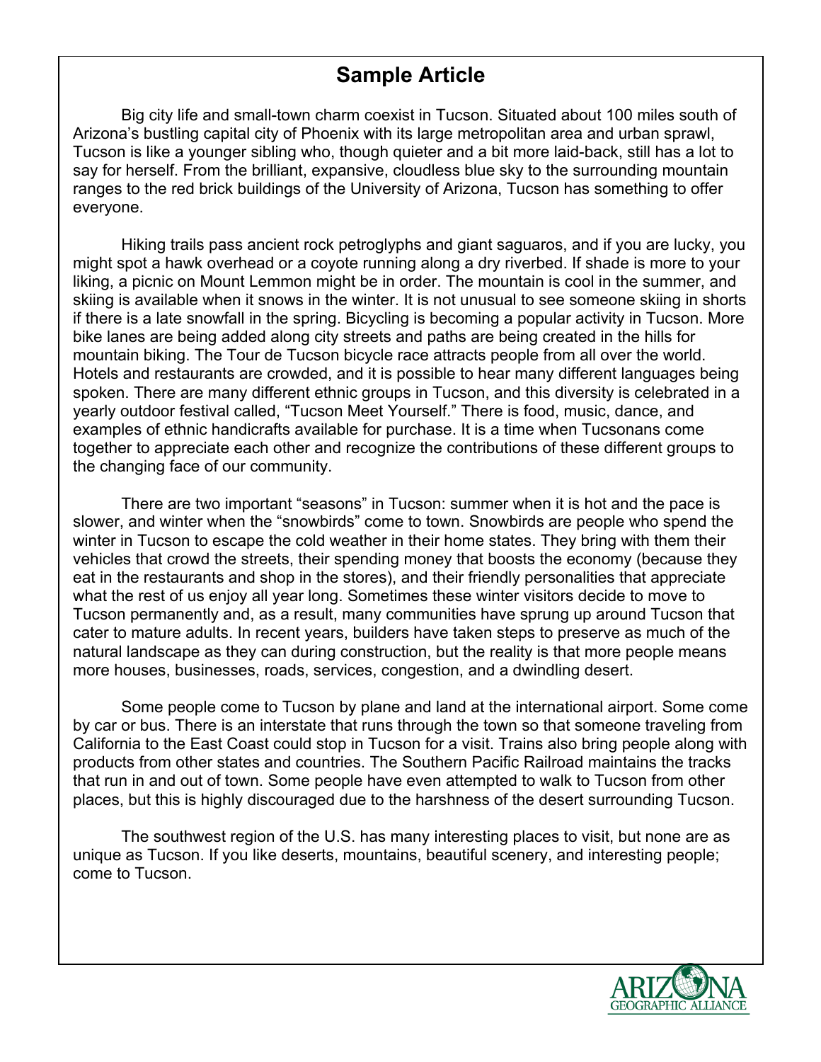# Sample Article

Big city life and small-town charm coexist in Tucson. Situated about 100 miles south of Arizona's bustling capital city of Phoenix with its large metropolitan area and urban sprawl, Tucson is like a younger sibling who, though quieter and a bit more laid-back, still has a lot to say for herself. From the brilliant, expansive, cloudless blue sky to the surrounding mountain ranges to the red brick buildings of the University of Arizona, Tucson has something to offer everyone.

Hiking trails pass ancient rock petroglyphs and giant saguaros, and if you are lucky, you might spot a hawk overhead or a coyote running along a dry riverbed. If shade is more to your liking, a picnic on Mount Lemmon might be in order. The mountain is cool in the summer, and skiing is available when it snows in the winter. It is not unusual to see someone skiing in shorts if there is a late snowfall in the spring. Bicycling is becoming a popular activity in Tucson. More bike lanes are being added along city streets and paths are being created in the hills for mountain biking. The Tour de Tucson bicycle race attracts people from all over the world. Hotels and restaurants are crowded, and it is possible to hear many different languages being spoken. There are many different ethnic groups in Tucson, and this diversity is celebrated in a yearly outdoor festival called, "Tucson Meet Yourself." There is food, music, dance, and examples of ethnic handicrafts available for purchase. It is a time when Tucsonans come together to appreciate each other and recognize the contributions of these different groups to the changing face of our community.

There are two important "seasons" in Tucson: summer when it is hot and the pace is slower, and winter when the "snowbirds" come to town. Snowbirds are people who spend the winter in Tucson to escape the cold weather in their home states. They bring with them their vehicles that crowd the streets, their spending money that boosts the economy (because they eat in the restaurants and shop in the stores), and their friendly personalities that appreciate what the rest of us enjoy all year long. Sometimes these winter visitors decide to move to Tucson permanently and, as a result, many communities have sprung up around Tucson that cater to mature adults. In recent years, builders have taken steps to preserve as much of the natural landscape as they can during construction, but the reality is that more people means more houses, businesses, roads, services, congestion, and a dwindling desert.

Some people come to Tucson by plane and land at the international airport. Some come by car or bus. There is an interstate that runs through the town so that someone traveling from California to the East Coast could stop in Tucson for a visit. Trains also bring people along with products from other states and countries. The Southern Pacific Railroad maintains the tracks that run in and out of town. Some people have even attempted to walk to Tucson from other places, but this is highly discouraged due to the harshness of the desert surrounding Tucson.

The southwest region of the U.S. has many interesting places to visit, but none are as unique as Tucson. If you like deserts, mountains, beautiful scenery, and interesting people; come to Tucson.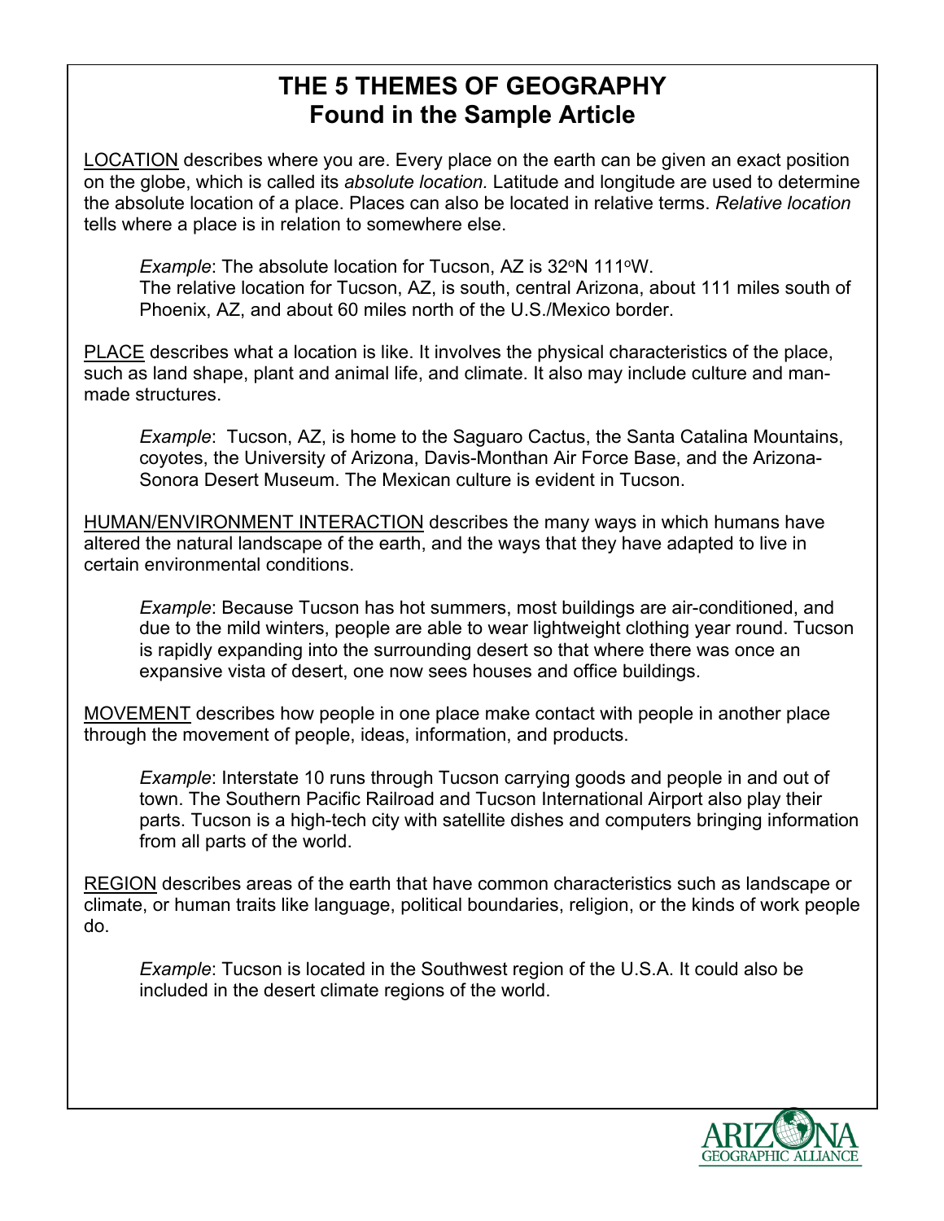# THE 5 THEMES OF GEOGRAPHY
# Found in the Sample Article

LOCATION describes where you are. Every place on the earth can be given an exact position on the globe, which is called its *absolute location.* Latitude and longitude are used to determine the absolute location of a place. Places can also be located in relative terms. *Relative location* tells where a place is in relation to somewhere else.

> *Example*: The absolute location for Tucson, AZ is 32°N 111°W.
> The relative location for Tucson, AZ, is south, central Arizona, about 111 miles south of Phoenix, AZ, and about 60 miles north of the U.S./Mexico border.

PLACE describes what a location is like. It involves the physical characteristics of the place, such as land shape, plant and animal life, and climate. It also may include culture and man-made structures.

> *Example*: Tucson, AZ, is home to the Saguaro Cactus, the Santa Catalina Mountains, coyotes, the University of Arizona, Davis-Monthan Air Force Base, and the Arizona-Sonora Desert Museum. The Mexican culture is evident in Tucson.

HUMAN/ENVIRONMENT INTERACTION describes the many ways in which humans have altered the natural landscape of the earth, and the ways that they have adapted to live in certain environmental conditions.

> *Example*: Because Tucson has hot summers, most buildings are air-conditioned, and due to the mild winters, people are able to wear lightweight clothing year round. Tucson is rapidly expanding into the surrounding desert so that where there was once an expansive vista of desert, one now sees houses and office buildings.

MOVEMENT describes how people in one place make contact with people in another place through the movement of people, ideas, information, and products.

> *Example*: Interstate 10 runs through Tucson carrying goods and people in and out of town. The Southern Pacific Railroad and Tucson International Airport also play their parts. Tucson is a high-tech city with satellite dishes and computers bringing information from all parts of the world.

REGION describes areas of the earth that have common characteristics such as landscape or climate, or human traits like language, political boundaries, religion, or the kinds of work people do.

> *Example*: Tucson is located in the Southwest region of the U.S.A. It could also be included in the desert climate regions of the world.

ARIZONA GEOGRAPHIC ALLIANCE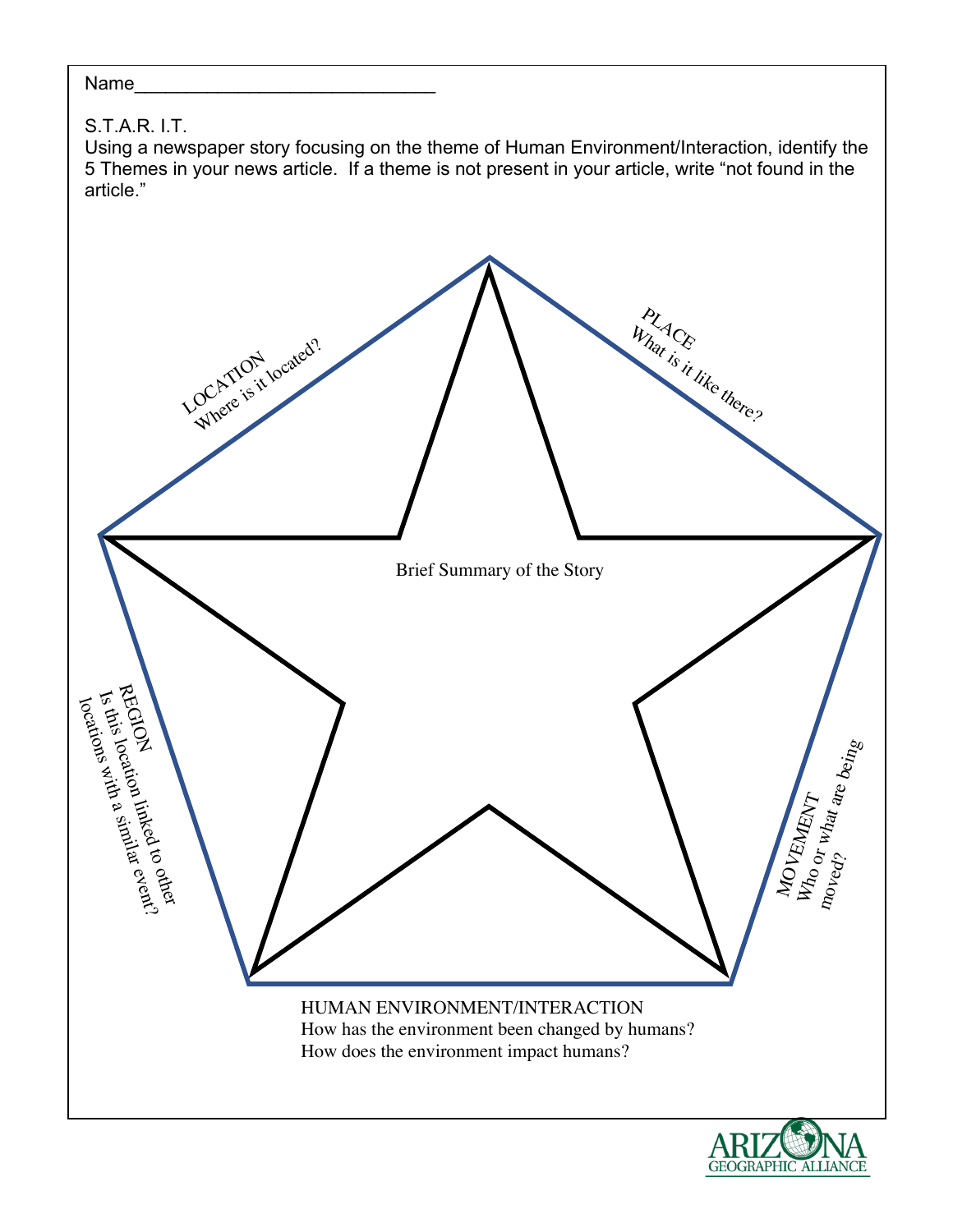Name______________________________

S.T.A.R. I.T.

Using a newspaper story focusing on the theme of Human Environment/Interaction, identify the 5 Themes in your news article. If a theme is not present in your article, write "not found in the article."

LOCATION
Where is it located?

PLACE
What is it like there?

Brief Summary of the Story

REGION
Is this location linked to other locations with a similar event?

MOVEMENT
Who or what are being moved?

HUMAN ENVIRONMENT/INTERACTION
How has the environment been changed by humans?
How does the environment impact humans?

ARIZONA GEOGRAPHIC ALLIANCE